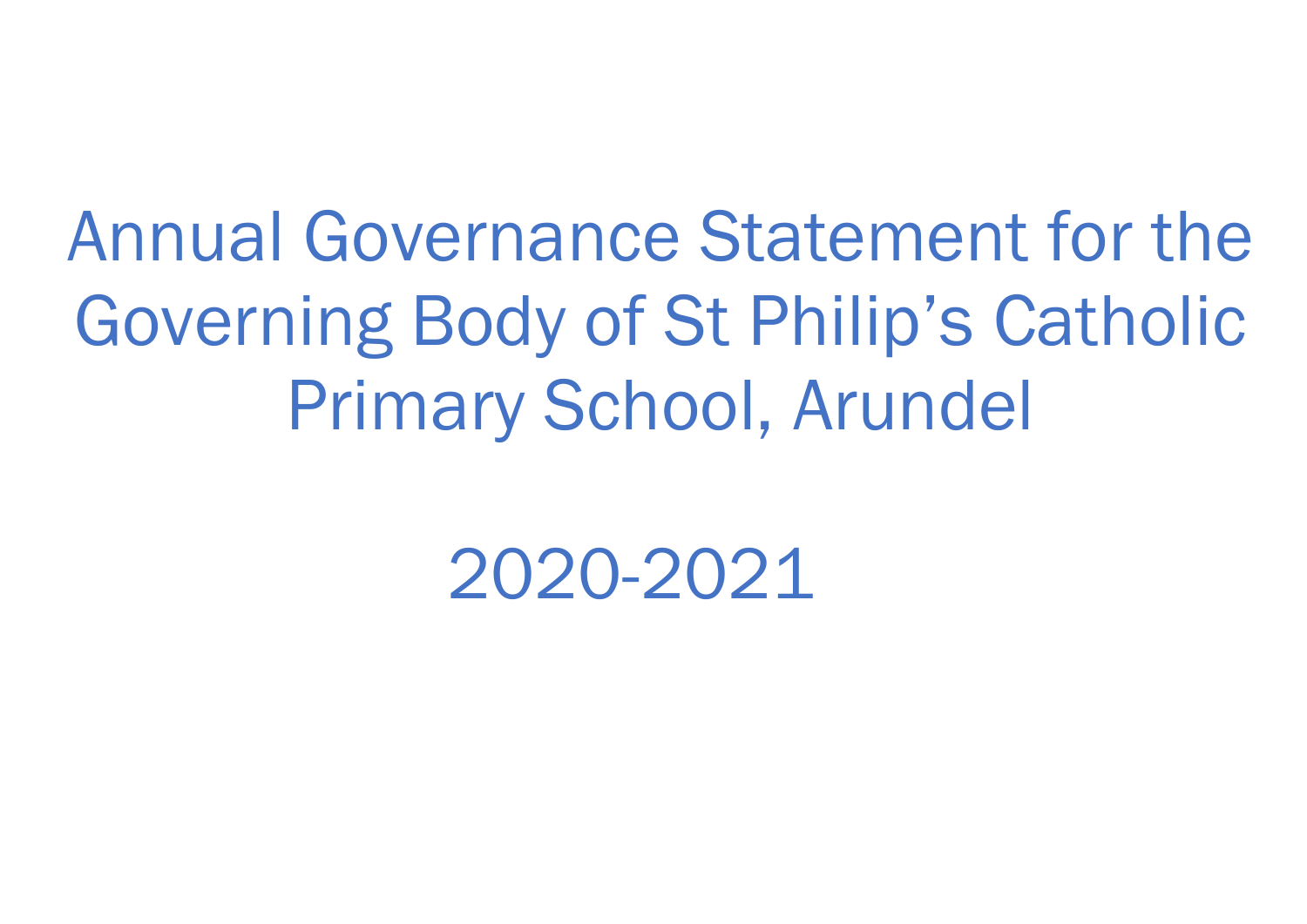# Annual Governance Statement for the Governing Body of St Philip's Catholic Primary School, Arundel

# 2020-2021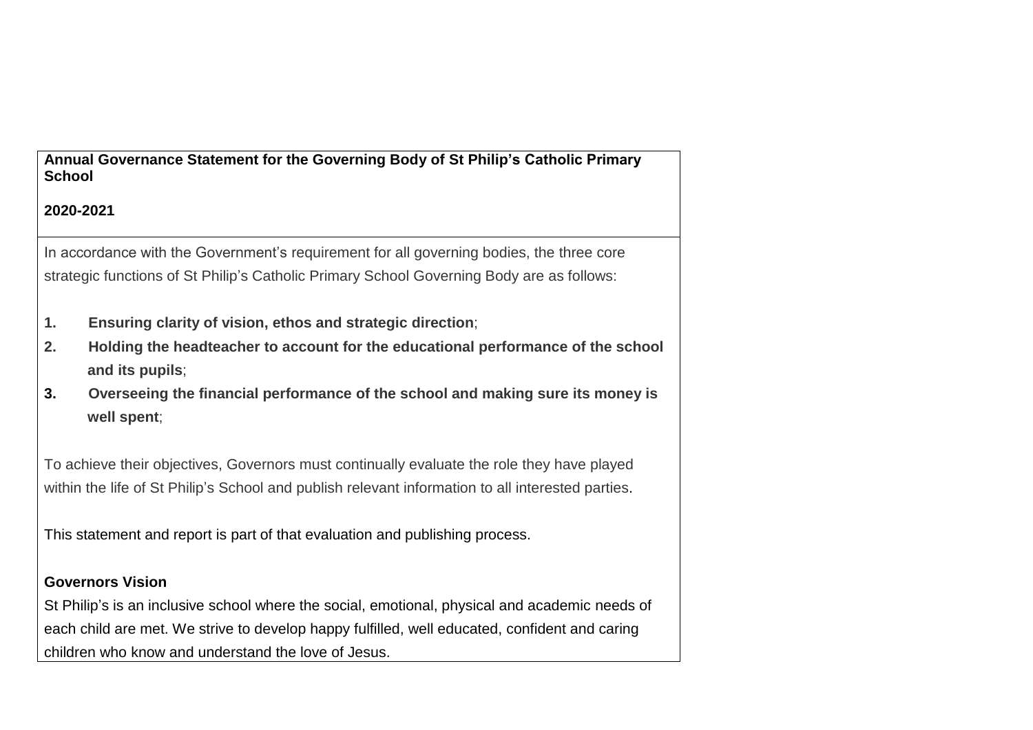**Annual Governance Statement for the Governing Body of St Philip's Catholic Primary School**

**2020-2021**

In accordance with the Government's requirement for all governing bodies, the three core strategic functions of St Philip's Catholic Primary School Governing Body are as follows:

1. **Ensuring clarity of vision, ethos and strategic direction**;
2. **Holding the headteacher to account for the educational performance of the school and its pupils**;
3. **Overseeing the financial performance of the school and making sure its money is well spent**;

To achieve their objectives, Governors must continually evaluate the role they have played within the life of St Philip's School and publish relevant information to all interested parties.

This statement and report is part of that evaluation and publishing process.

**Governors Vision**

St Philip's is an inclusive school where the social, emotional, physical and academic needs of each child are met. We strive to develop happy fulfilled, well educated, confident and caring children who know and understand the love of Jesus.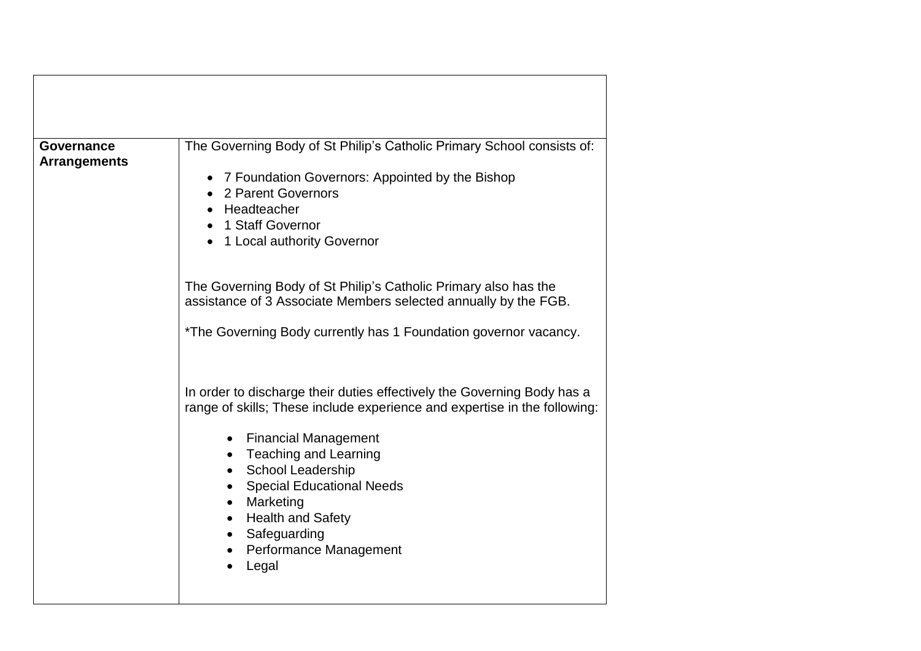| | |
|---|---|
| | |
| **Governance Arrangements** | The Governing Body of St Philip's Catholic Primary School consists of:<br><br>• 7 Foundation Governors: Appointed by the Bishop<br>• 2 Parent Governors<br>• Headteacher<br>• 1 Staff Governor<br>• 1 Local authority Governor<br><br>The Governing Body of St Philip's Catholic Primary also has the assistance of 3 Associate Members selected annually by the FGB.<br><br>*The Governing Body currently has 1 Foundation governor vacancy.<br><br>In order to discharge their duties effectively the Governing Body has a range of skills; These include experience and expertise in the following:<br><br>• Financial Management<br>• Teaching and Learning<br>• School Leadership<br>• Special Educational Needs<br>• Marketing<br>• Health and Safety<br>• Safeguarding<br>• Performance Management<br>• Legal |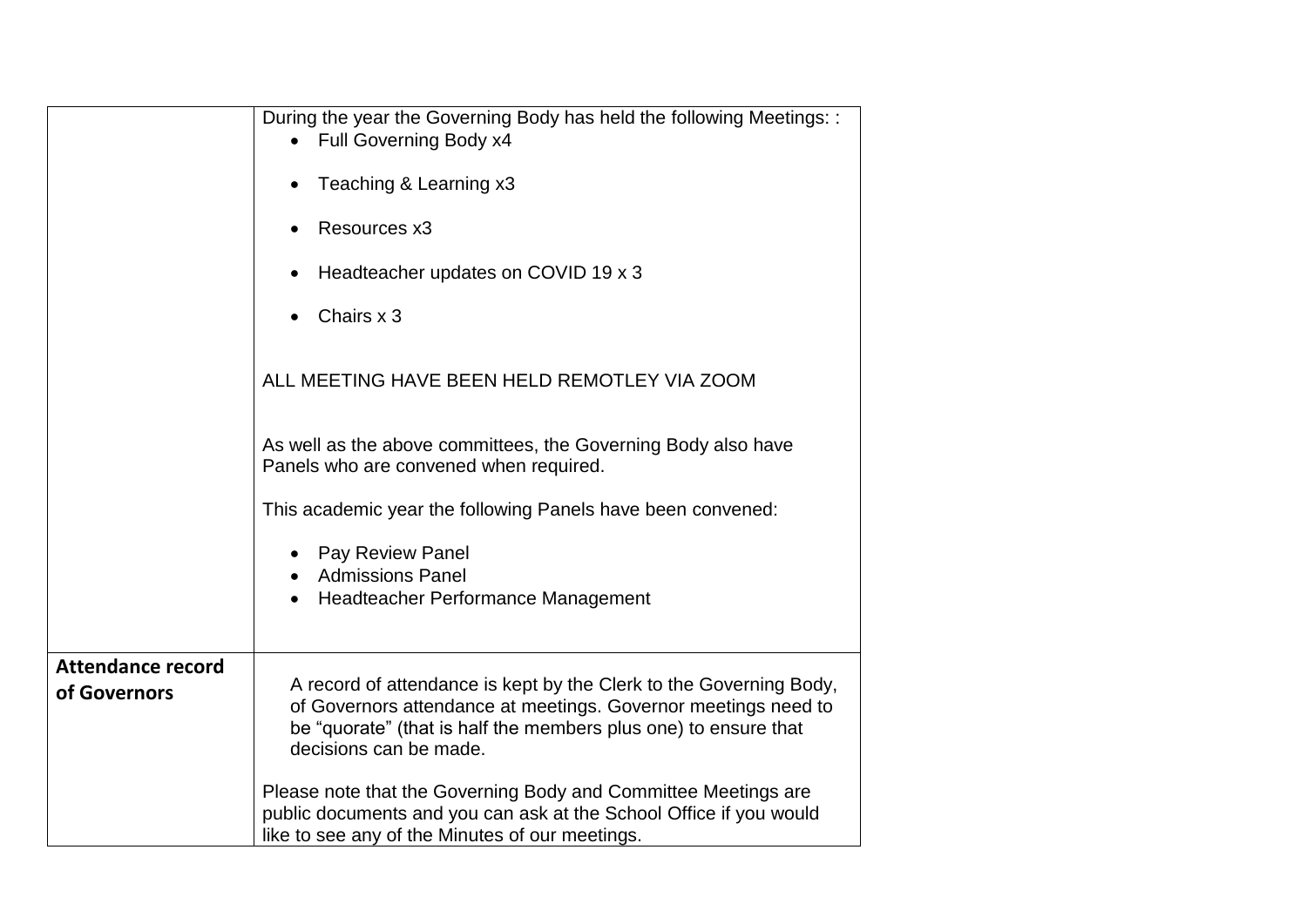| | |
|---|---|
| | During the year the Governing Body has held the following Meetings: :<br>• Full Governing Body x4<br>• Teaching & Learning x3<br>• Resources x3<br>• Headteacher updates on COVID 19 x 3<br>• Chairs x 3<br><br>ALL MEETING HAVE BEEN HELD REMOTLEY VIA ZOOM<br><br>As well as the above committees, the Governing Body also have Panels who are convened when required.<br><br>This academic year the following Panels have been convened:<br>• Pay Review Panel<br>• Admissions Panel<br>• Headteacher Performance Management |
| **Attendance record of Governors** | A record of attendance is kept by the Clerk to the Governing Body, of Governors attendance at meetings. Governor meetings need to be "quorate" (that is half the members plus one) to ensure that decisions can be made.<br><br>Please note that the Governing Body and Committee Meetings are public documents and you can ask at the School Office if you would like to see any of the Minutes of our meetings. |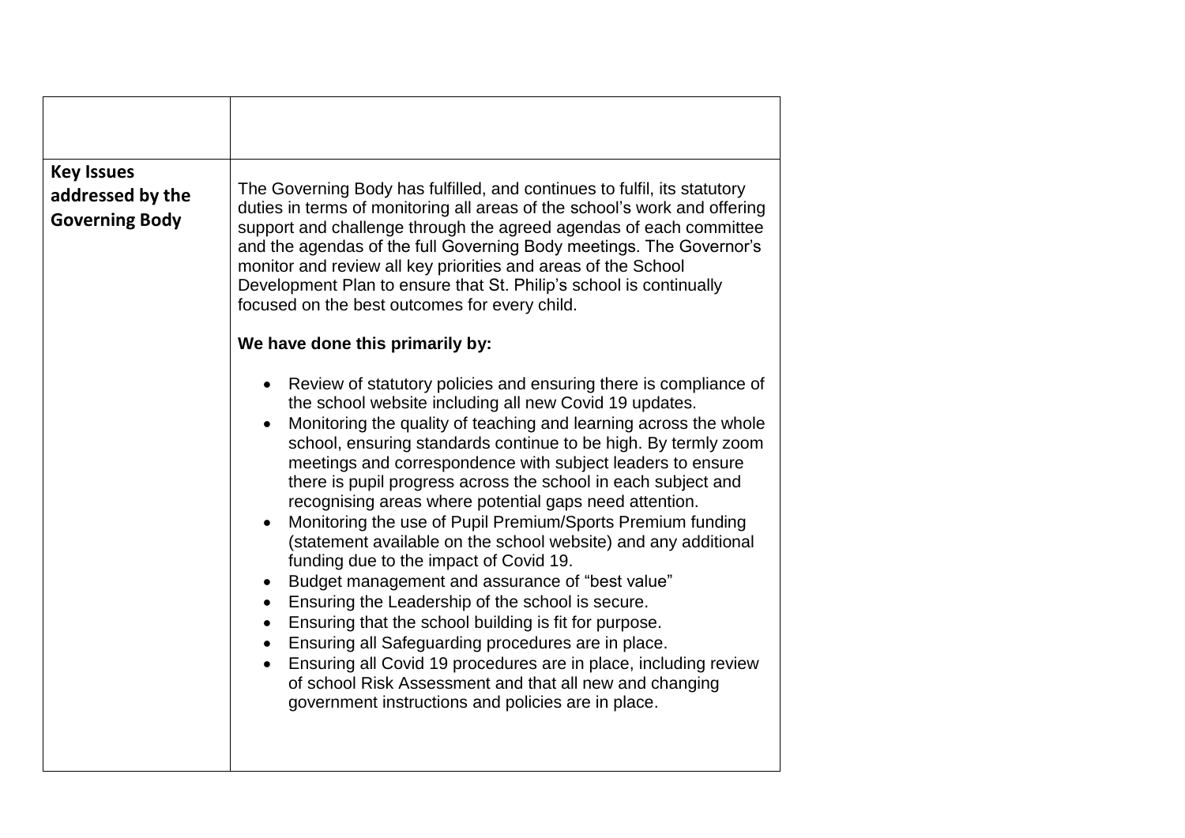| | |
|---|---|
| **Key Issues addressed by the Governing Body** | The Governing Body has fulfilled, and continues to fulfil, its statutory duties in terms of monitoring all areas of the school's work and offering support and challenge through the agreed agendas of each committee and the agendas of the full Governing Body meetings. The Governor's monitor and review all key priorities and areas of the School Development Plan to ensure that St. Philip's school is continually focused on the best outcomes for every child.<br><br>**We have done this primarily by:**<br><br>• Review of statutory policies and ensuring there is compliance of the school website including all new Covid 19 updates.<br>• Monitoring the quality of teaching and learning across the whole school, ensuring standards continue to be high. By termly zoom meetings and correspondence with subject leaders to ensure there is pupil progress across the school in each subject and recognising areas where potential gaps need attention.<br>• Monitoring the use of Pupil Premium/Sports Premium funding (statement available on the school website) and any additional funding due to the impact of Covid 19.<br>• Budget management and assurance of "best value"<br>• Ensuring the Leadership of the school is secure.<br>• Ensuring that the school building is fit for purpose.<br>• Ensuring all Safeguarding procedures are in place.<br>• Ensuring all Covid 19 procedures are in place, including review of school Risk Assessment and that all new and changing government instructions and policies are in place. |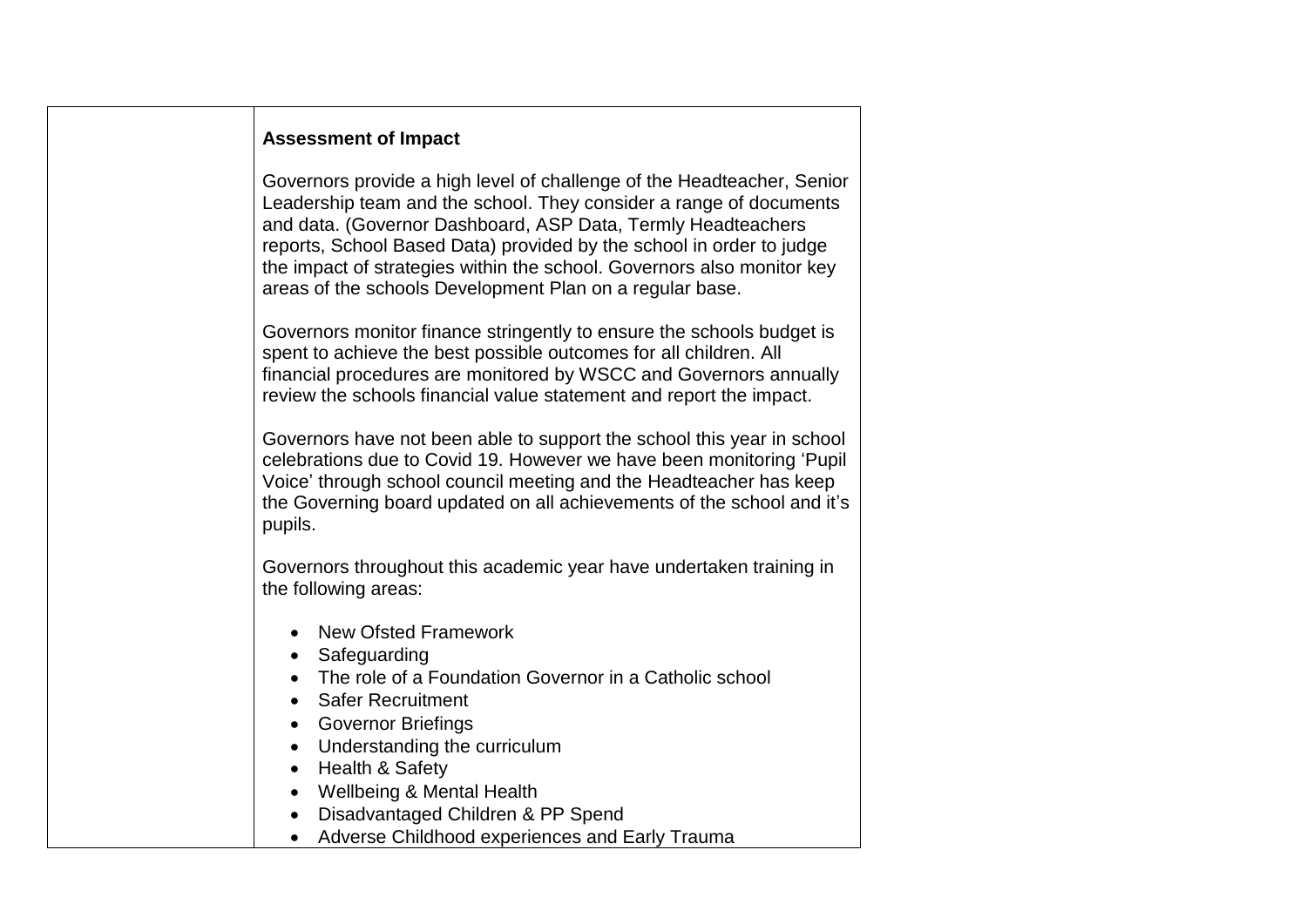| | **Assessment of Impact**<br><br>Governors provide a high level of challenge of the Headteacher, Senior Leadership team and the school. They consider a range of documents and data. (Governor Dashboard, ASP Data, Termly Headteachers reports, School Based Data) provided by the school in order to judge the impact of strategies within the school. Governors also monitor key areas of the schools Development Plan on a regular base.<br><br>Governors monitor finance stringently to ensure the schools budget is spent to achieve the best possible outcomes for all children. All financial procedures are monitored by WSCC and Governors annually review the schools financial value statement and report the impact.<br><br>Governors have not been able to support the school this year in school celebrations due to Covid 19. However we have been monitoring 'Pupil Voice' through school council meeting and the Headteacher has keep the Governing board updated on all achievements of the school and it's pupils.<br><br>Governors throughout this academic year have undertaken training in the following areas:<br><br>• New Ofsted Framework<br>• Safeguarding<br>• The role of a Foundation Governor in a Catholic school<br>• Safer Recruitment<br>• Governor Briefings<br>• Understanding the curriculum<br>• Health & Safety<br>• Wellbeing & Mental Health<br>• Disadvantaged Children & PP Spend<br>• Adverse Childhood experiences and Early Trauma |
|---|---|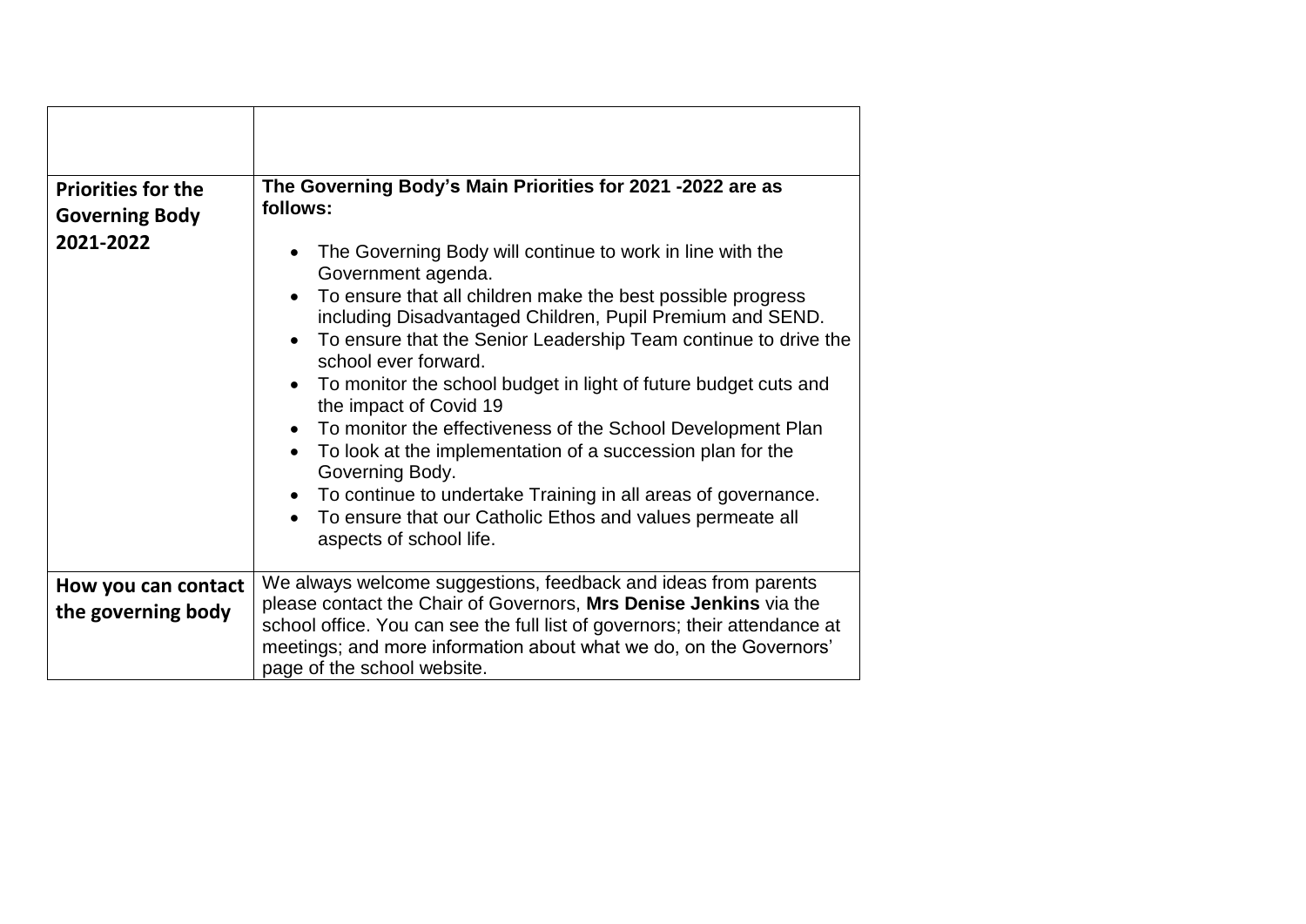| | |
|---|---|
| **Priorities for the Governing Body 2021-2022** | **The Governing Body's Main Priorities for 2021 -2022 are as follows:**<br><br>• The Governing Body will continue to work in line with the Government agenda.<br>• To ensure that all children make the best possible progress including Disadvantaged Children, Pupil Premium and SEND.<br>• To ensure that the Senior Leadership Team continue to drive the school ever forward.<br>• To monitor the school budget in light of future budget cuts and the impact of Covid 19<br>• To monitor the effectiveness of the School Development Plan<br>• To look at the implementation of a succession plan for the Governing Body.<br>• To continue to undertake Training in all areas of governance.<br>• To ensure that our Catholic Ethos and values permeate all aspects of school life. |
| **How you can contact the governing body** | We always welcome suggestions, feedback and ideas from parents please contact the Chair of Governors, **Mrs Denise Jenkins** via the school office. You can see the full list of governors; their attendance at meetings; and more information about what we do, on the Governors' page of the school website. |